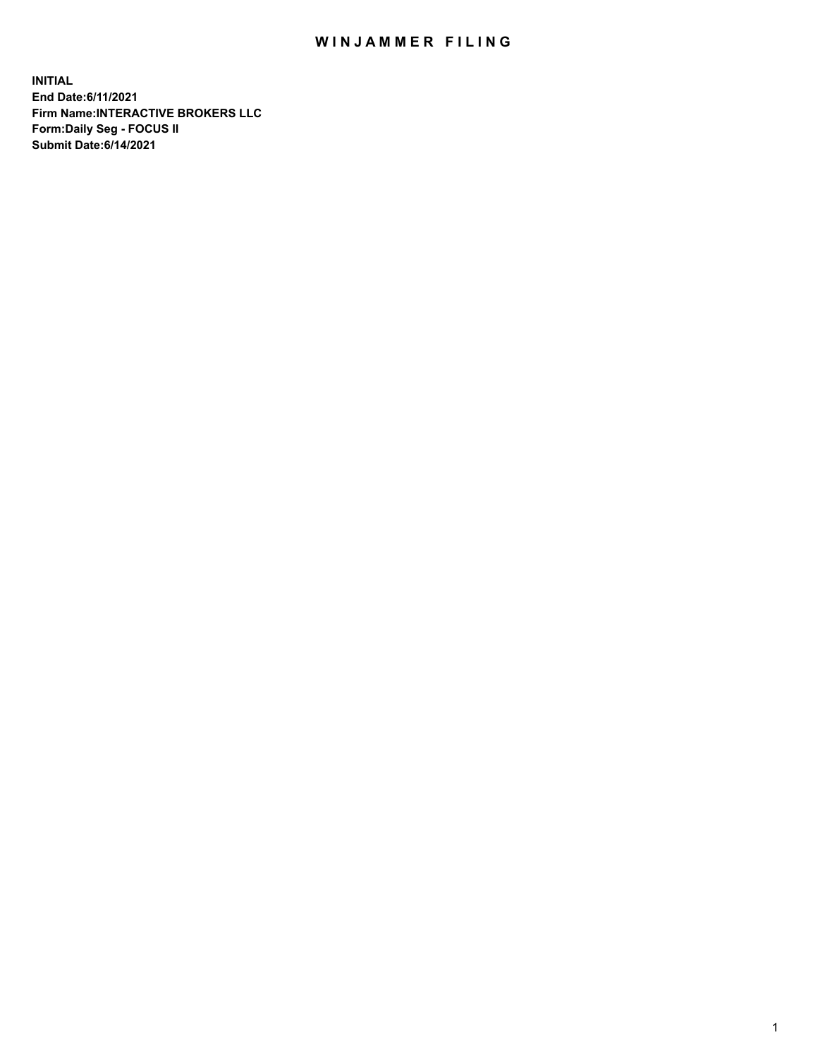# WINJAMMER FILING

**INITIAL**
**End Date:6/11/2021**
**Firm Name:INTERACTIVE BROKERS LLC**
**Form:Daily Seg - FOCUS II**
**Submit Date:6/14/2021**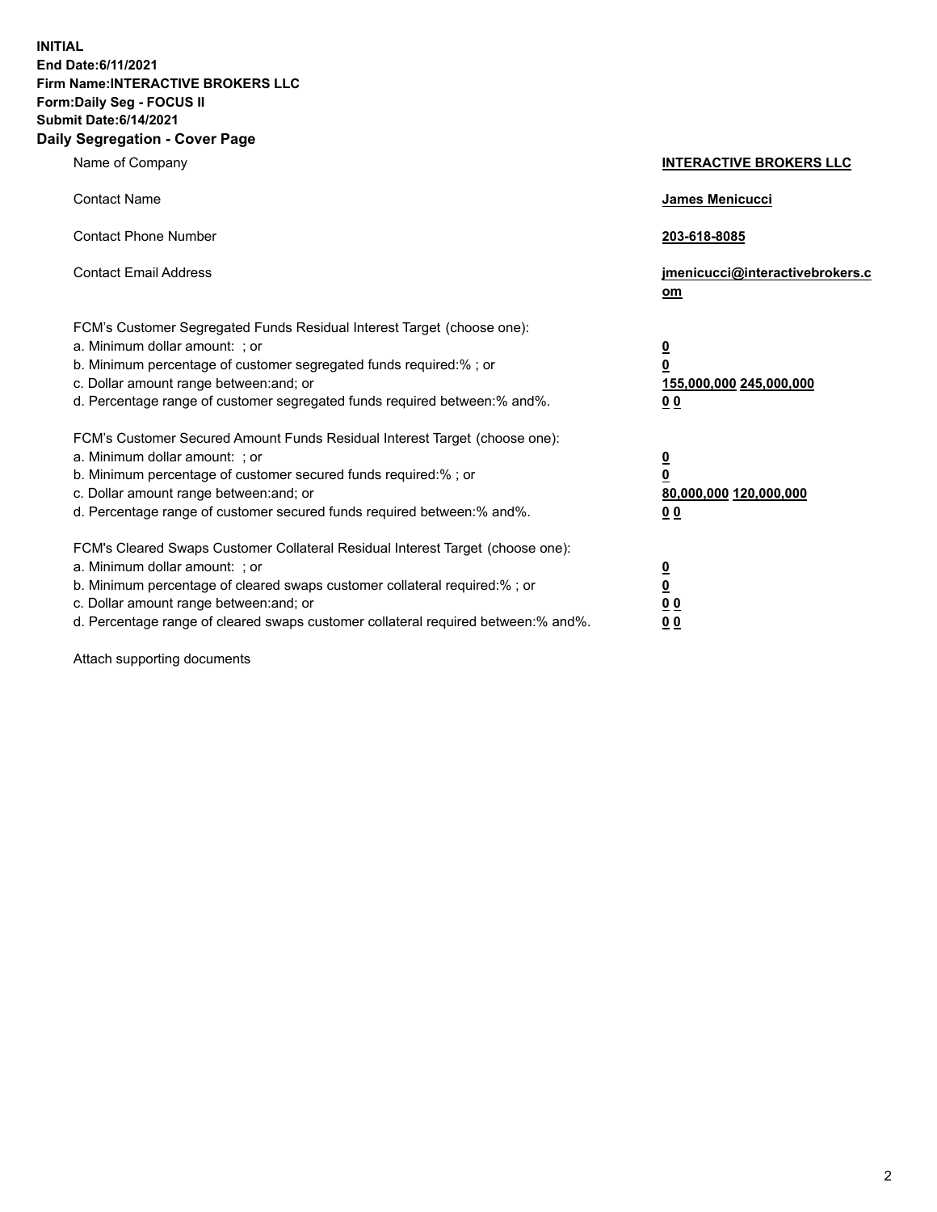**INITIAL**
**End Date:6/11/2021**
**Firm Name:INTERACTIVE BROKERS LLC**
**Form:Daily Seg - FOCUS II**
**Submit Date:6/14/2021**
**Daily Segregation - Cover Page**

| | |
|---|---|
| Name of Company | **INTERACTIVE BROKERS LLC** |
| Contact Name | **James Menicucci** |
| Contact Phone Number | **203-618-8085** |
| Contact Email Address | **jmenicucci@interactivebrokers.com** |
| FCM's Customer Segregated Funds Residual Interest Target (choose one): | |
| a. Minimum dollar amount: ; or | **0** |
| b. Minimum percentage of customer segregated funds required:% ; or | **0** |
| c. Dollar amount range between:and; or | **155,000,000 245,000,000** |
| d. Percentage range of customer segregated funds required between:% and%. | **0 0** |
| FCM's Customer Secured Amount Funds Residual Interest Target (choose one): | |
| a. Minimum dollar amount: ; or | **0** |
| b. Minimum percentage of customer secured funds required:% ; or | **0** |
| c. Dollar amount range between:and; or | **80,000,000 120,000,000** |
| d. Percentage range of customer secured funds required between:% and%. | **0 0** |
| FCM's Cleared Swaps Customer Collateral Residual Interest Target (choose one): | |
| a. Minimum dollar amount: ; or | **0** |
| b. Minimum percentage of cleared swaps customer collateral required:% ; or | **0** |
| c. Dollar amount range between:and; or | **0 0** |
| d. Percentage range of cleared swaps customer collateral required between:% and%. | **0 0** |

Attach supporting documents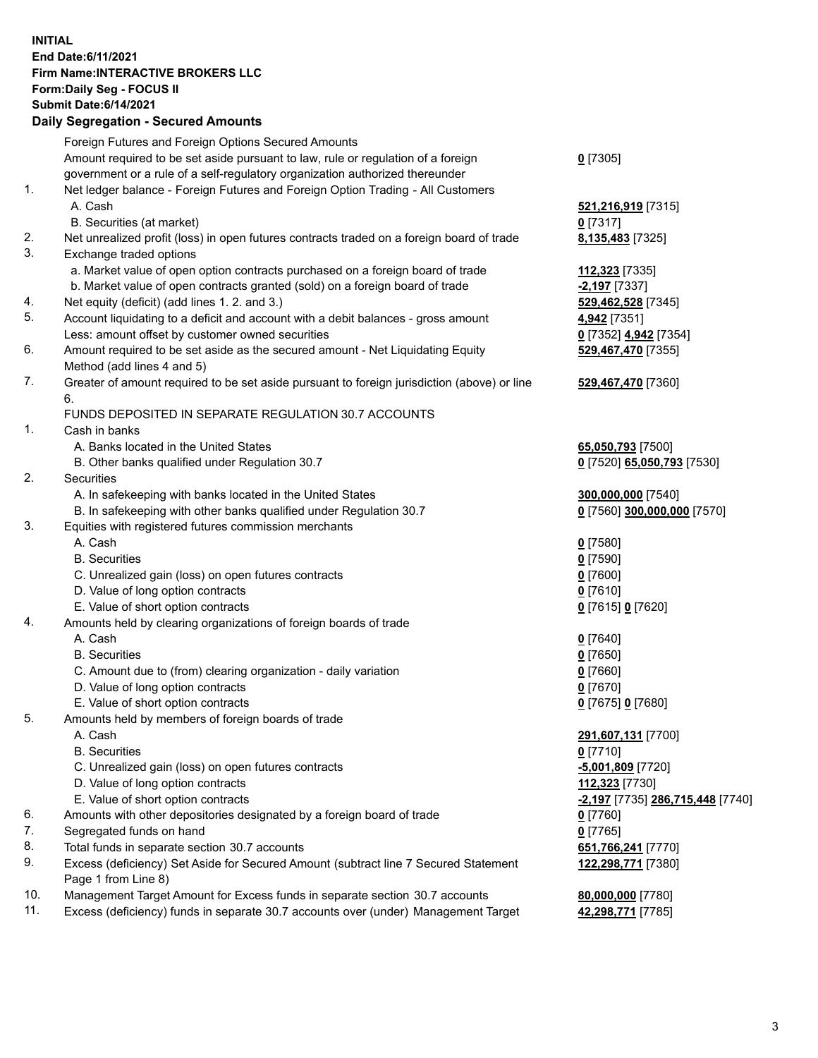**INITIAL**
**End Date:6/11/2021**
**Firm Name:INTERACTIVE BROKERS LLC**
**Form:Daily Seg - FOCUS II**
**Submit Date:6/14/2021**

**Daily Segregation - Secured Amounts**

| | | |
|---|---|---|
| | Foreign Futures and Foreign Options Secured Amounts | |
| | Amount required to be set aside pursuant to law, rule or regulation of a foreign government or a rule of a self-regulatory organization authorized thereunder | **0** [7305] |
| 1. | Net ledger balance - Foreign Futures and Foreign Option Trading - All Customers | |
| | A. Cash | **521,216,919** [7315] |
| | B. Securities (at market) | **0** [7317] |
| 2. | Net unrealized profit (loss) in open futures contracts traded on a foreign board of trade | **8,135,483** [7325] |
| 3. | Exchange traded options | |
| | a. Market value of open option contracts purchased on a foreign board of trade | **112,323** [7335] |
| | b. Market value of open contracts granted (sold) on a foreign board of trade | **-2,197** [7337] |
| 4. | Net equity (deficit) (add lines 1. 2. and 3.) | **529,462,528** [7345] |
| 5. | Account liquidating to a deficit and account with a debit balances - gross amount | **4,942** [7351] |
| | Less: amount offset by customer owned securities | **0** [7352] **4,942** [7354] |
| 6. | Amount required to be set aside as the secured amount - Net Liquidating Equity Method (add lines 4 and 5) | **529,467,470** [7355] |
| 7. | Greater of amount required to be set aside pursuant to foreign jurisdiction (above) or line 6. | **529,467,470** [7360] |
| | FUNDS DEPOSITED IN SEPARATE REGULATION 30.7 ACCOUNTS | |
| 1. | Cash in banks | |
| | A. Banks located in the United States | **65,050,793** [7500] |
| | B. Other banks qualified under Regulation 30.7 | **0** [7520] **65,050,793** [7530] |
| 2. | Securities | |
| | A. In safekeeping with banks located in the United States | **300,000,000** [7540] |
| | B. In safekeeping with other banks qualified under Regulation 30.7 | **0** [7560] **300,000,000** [7570] |
| 3. | Equities with registered futures commission merchants | |
| | A. Cash | **0** [7580] |
| | B. Securities | **0** [7590] |
| | C. Unrealized gain (loss) on open futures contracts | **0** [7600] |
| | D. Value of long option contracts | **0** [7610] |
| | E. Value of short option contracts | **0** [7615] **0** [7620] |
| 4. | Amounts held by clearing organizations of foreign boards of trade | |
| | A. Cash | **0** [7640] |
| | B. Securities | **0** [7650] |
| | C. Amount due to (from) clearing organization - daily variation | **0** [7660] |
| | D. Value of long option contracts | **0** [7670] |
| | E. Value of short option contracts | **0** [7675] **0** [7680] |
| 5. | Amounts held by members of foreign boards of trade | |
| | A. Cash | **291,607,131** [7700] |
| | B. Securities | **0** [7710] |
| | C. Unrealized gain (loss) on open futures contracts | **-5,001,809** [7720] |
| | D. Value of long option contracts | **112,323** [7730] |
| | E. Value of short option contracts | **-2,197** [7735] **286,715,448** [7740] |
| 6. | Amounts with other depositories designated by a foreign board of trade | **0** [7760] |
| 7. | Segregated funds on hand | **0** [7765] |
| 8. | Total funds in separate section 30.7 accounts | **651,766,241** [7770] |
| 9. | Excess (deficiency) Set Aside for Secured Amount (subtract line 7 Secured Statement Page 1 from Line 8) | **122,298,771** [7380] |
| 10. | Management Target Amount for Excess funds in separate section 30.7 accounts | **80,000,000** [7780] |
| 11. | Excess (deficiency) funds in separate 30.7 accounts over (under) Management Target | **42,298,771** [7785] |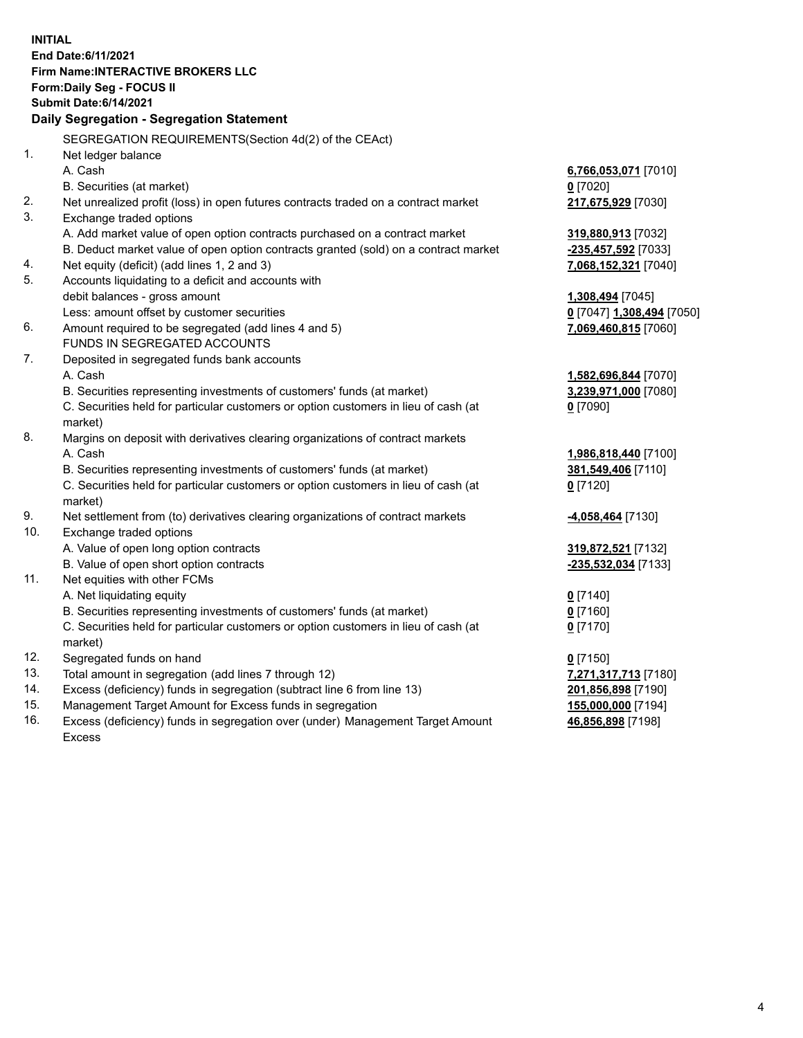**INITIAL**
**End Date:6/11/2021**
**Firm Name:INTERACTIVE BROKERS LLC**
**Form:Daily Seg - FOCUS II**
**Submit Date:6/14/2021**

## Daily Segregation - Segregation Statement

SEGREGATION REQUIREMENTS(Section 4d(2) of the CEAct)

| | | |
|---|---|---|
| 1. | Net ledger balance | |
| | A. Cash | **6,766,053,071** [7010] |
| | B. Securities (at market) | **0** [7020] |
| 2. | Net unrealized profit (loss) in open futures contracts traded on a contract market | **217,675,929** [7030] |
| 3. | Exchange traded options | |
| | A. Add market value of open option contracts purchased on a contract market | **319,880,913** [7032] |
| | B. Deduct market value of open option contracts granted (sold) on a contract market | **-235,457,592** [7033] |
| 4. | Net equity (deficit) (add lines 1, 2 and 3) | **7,068,152,321** [7040] |
| 5. | Accounts liquidating to a deficit and accounts with debit balances - gross amount | **1,308,494** [7045] |
| | Less: amount offset by customer securities | **0** [7047] **1,308,494** [7050] |
| 6. | Amount required to be segregated (add lines 4 and 5) | **7,069,460,815** [7060] |
| | FUNDS IN SEGREGATED ACCOUNTS | |
| 7. | Deposited in segregated funds bank accounts | |
| | A. Cash | **1,582,696,844** [7070] |
| | B. Securities representing investments of customers' funds (at market) | **3,239,971,000** [7080] |
| | C. Securities held for particular customers or option customers in lieu of cash (at market) | **0** [7090] |
| 8. | Margins on deposit with derivatives clearing organizations of contract markets | |
| | A. Cash | **1,986,818,440** [7100] |
| | B. Securities representing investments of customers' funds (at market) | **381,549,406** [7110] |
| | C. Securities held for particular customers or option customers in lieu of cash (at market) | **0** [7120] |
| 9. | Net settlement from (to) derivatives clearing organizations of contract markets | **-4,058,464** [7130] |
| 10. | Exchange traded options | |
| | A. Value of open long option contracts | **319,872,521** [7132] |
| | B. Value of open short option contracts | **-235,532,034** [7133] |
| 11. | Net equities with other FCMs | |
| | A. Net liquidating equity | **0** [7140] |
| | B. Securities representing investments of customers' funds (at market) | **0** [7160] |
| | C. Securities held for particular customers or option customers in lieu of cash (at market) | **0** [7170] |
| 12. | Segregated funds on hand | **0** [7150] |
| 13. | Total amount in segregation (add lines 7 through 12) | **7,271,317,713** [7180] |
| 14. | Excess (deficiency) funds in segregation (subtract line 6 from line 13) | **201,856,898** [7190] |
| 15. | Management Target Amount for Excess funds in segregation | **155,000,000** [7194] |
| 16. | Excess (deficiency) funds in segregation over (under) Management Target Amount Excess | **46,856,898** [7198] |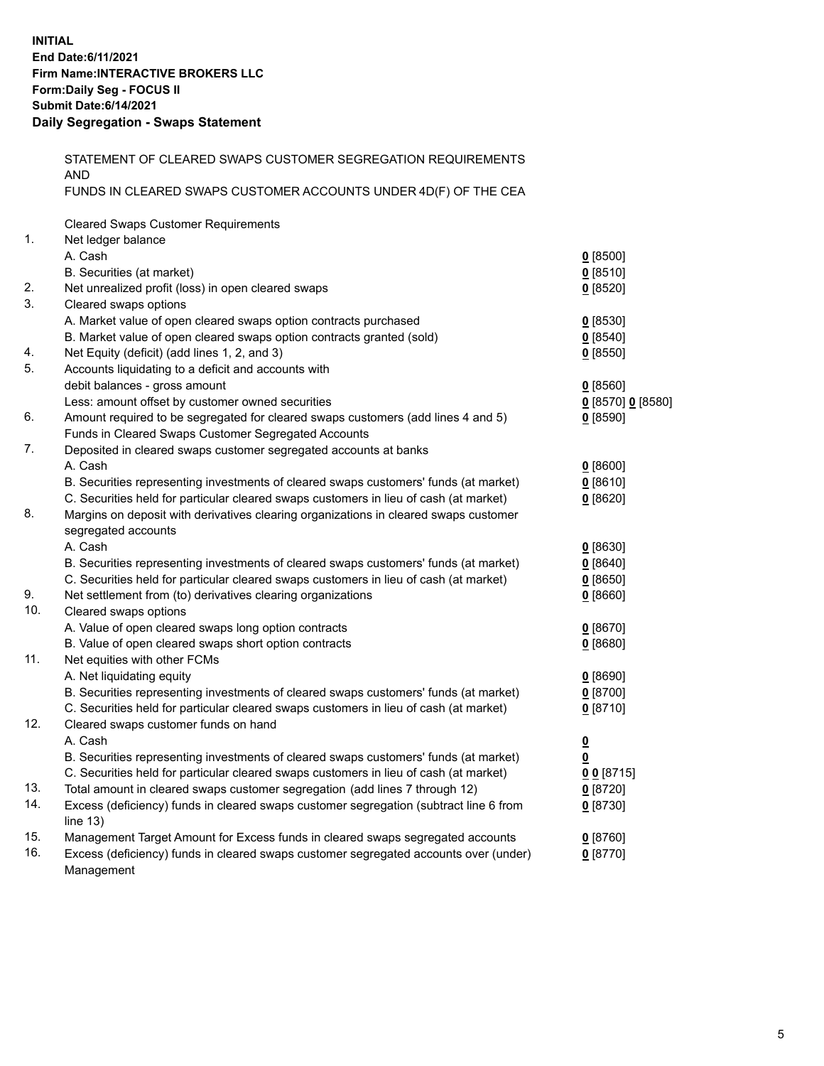**INITIAL**
**End Date:6/11/2021**
**Firm Name:INTERACTIVE BROKERS LLC**
**Form:Daily Seg - FOCUS II**
**Submit Date:6/14/2021**
**Daily Segregation - Swaps Statement**

STATEMENT OF CLEARED SWAPS CUSTOMER SEGREGATION REQUIREMENTS AND FUNDS IN CLEARED SWAPS CUSTOMER ACCOUNTS UNDER 4D(F) OF THE CEA

| | | |
|---|---|---|
| | Cleared Swaps Customer Requirements | |
| 1. | Net ledger balance | |
| | A. Cash | 0 [8500] |
| | B. Securities (at market) | 0 [8510] |
| 2. | Net unrealized profit (loss) in open cleared swaps | 0 [8520] |
| 3. | Cleared swaps options | |
| | A. Market value of open cleared swaps option contracts purchased | 0 [8530] |
| | B. Market value of open cleared swaps option contracts granted (sold) | 0 [8540] |
| 4. | Net Equity (deficit) (add lines 1, 2, and 3) | 0 [8550] |
| 5. | Accounts liquidating to a deficit and accounts with debit balances - gross amount | 0 [8560] |
| | Less: amount offset by customer owned securities | 0 [8570] 0 [8580] |
| 6. | Amount required to be segregated for cleared swaps customers (add lines 4 and 5) | 0 [8590] |
| | Funds in Cleared Swaps Customer Segregated Accounts | |
| 7. | Deposited in cleared swaps customer segregated accounts at banks | |
| | A. Cash | 0 [8600] |
| | B. Securities representing investments of cleared swaps customers' funds (at market) | 0 [8610] |
| | C. Securities held for particular cleared swaps customers in lieu of cash (at market) | 0 [8620] |
| 8. | Margins on deposit with derivatives clearing organizations in cleared swaps customer segregated accounts | |
| | A. Cash | 0 [8630] |
| | B. Securities representing investments of cleared swaps customers' funds (at market) | 0 [8640] |
| | C. Securities held for particular cleared swaps customers in lieu of cash (at market) | 0 [8650] |
| 9. | Net settlement from (to) derivatives clearing organizations | 0 [8660] |
| 10. | Cleared swaps options | |
| | A. Value of open cleared swaps long option contracts | 0 [8670] |
| | B. Value of open cleared swaps short option contracts | 0 [8680] |
| 11. | Net equities with other FCMs | |
| | A. Net liquidating equity | 0 [8690] |
| | B. Securities representing investments of cleared swaps customers' funds (at market) | 0 [8700] |
| | C. Securities held for particular cleared swaps customers in lieu of cash (at market) | 0 [8710] |
| 12. | Cleared swaps customer funds on hand | |
| | A. Cash | 0 |
| | B. Securities representing investments of cleared swaps customers' funds (at market) | 0 |
| | C. Securities held for particular cleared swaps customers in lieu of cash (at market) | 0 0 [8715] |
| 13. | Total amount in cleared swaps customer segregation (add lines 7 through 12) | 0 [8720] |
| 14. | Excess (deficiency) funds in cleared swaps customer segregation (subtract line 6 from line 13) | 0 [8730] |
| 15. | Management Target Amount for Excess funds in cleared swaps segregated accounts | 0 [8760] |
| 16. | Excess (deficiency) funds in cleared swaps customer segregated accounts over (under) Management | 0 [8770] |